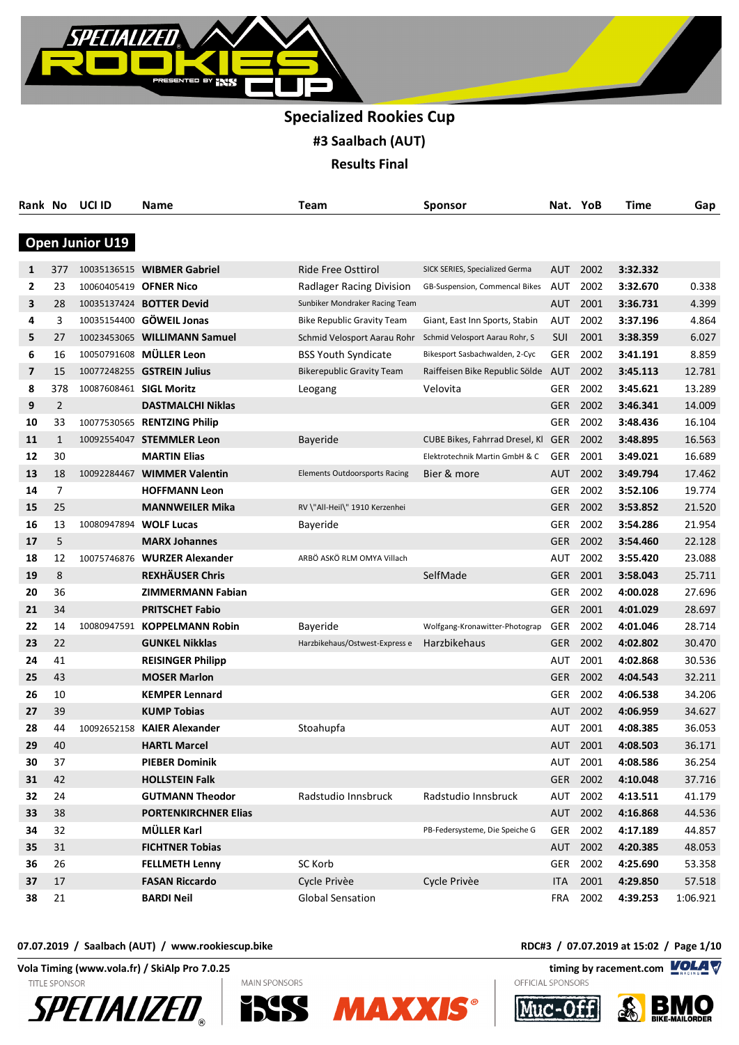# Specialized Rookies Cup

## #3 Saalbach (AUT)

## Results Final

### Open Junior U19

| Rank | No | UCI ID | Name | Team | Sponsor | Nat. | YoB | Time | Gap |
|---|---|---|---|---|---|---|---|---|---|
| 1 | 377 | 10035136515 | **WIBMER Gabriel** | Ride Free Osttirol | SICK SERIES, Specialized Germa | AUT | 2002 | **3:32.332** | |
| 2 | 23 | 10060405419 | **OFNER Nico** | Radlager Racing Division | GB-Suspension, Commencal Bikes | AUT | 2002 | **3:32.670** | 0.338 |
| 3 | 28 | 10035137424 | **BOTTER Devid** | Sunbiker Mondraker Racing Team | | AUT | 2001 | **3:36.731** | 4.399 |
| 4 | 3 | 10035154400 | **GÖWEIL Jonas** | Bike Republic Gravity Team | Giant, East Inn Sports, Stabin | AUT | 2002 | **3:37.196** | 4.864 |
| 5 | 27 | 10023453065 | **WILLIMANN Samuel** | Schmid Velosport Aarau Rohr | Schmid Velosport Aarau Rohr, S | SUI | 2001 | **3:38.359** | 6.027 |
| 6 | 16 | 10050791608 | **MÜLLER Leon** | BSS Youth Syndicate | Bikesport Sasbachwalden, 2-Cyc | GER | 2002 | **3:41.191** | 8.859 |
| 7 | 15 | 10077248255 | **GSTREIN Julius** | Bikerepublic Gravity Team | Raiffeisen Bike Republic Sölde | AUT | 2002 | **3:45.113** | 12.781 |
| 8 | 378 | 10087608461 | **SIGL Moritz** | Leogang | Velovita | GER | 2002 | **3:45.621** | 13.289 |
| 9 | 2 | | **DASTMALCHI Niklas** | | | GER | 2002 | **3:46.341** | 14.009 |
| 10 | 33 | 10077530565 | **RENTZING Philip** | | | GER | 2002 | **3:48.436** | 16.104 |
| 11 | 1 | 10092554047 | **STEMMLER Leon** | Bayeride | CUBE Bikes, Fahrrad Dresel, Kl | GER | 2002 | **3:48.895** | 16.563 |
| 12 | 30 | | **MARTIN Elias** | | Elektrotechnik Martin GmbH & C | GER | 2001 | **3:49.021** | 16.689 |
| 13 | 18 | 10092284467 | **WIMMER Valentin** | Elements Outdoorsports Racing | Bier & more | AUT | 2002 | **3:49.794** | 17.462 |
| 14 | 7 | | **HOFFMANN Leon** | | | GER | 2002 | **3:52.106** | 19.774 |
| 15 | 25 | | **MANNWEILER Mika** | RV \"All-Heil\" 1910 Kerzenhei | | GER | 2002 | **3:53.852** | 21.520 |
| 16 | 13 | 10080947894 | **WOLF Lucas** | Bayeride | | GER | 2002 | **3:54.286** | 21.954 |
| 17 | 5 | | **MARX Johannes** | | | GER | 2002 | **3:54.460** | 22.128 |
| 18 | 12 | 10075746876 | **WURZER Alexander** | ARBÖ ASKÖ RLM OMYA Villach | | AUT | 2002 | **3:55.420** | 23.088 |
| 19 | 8 | | **REXHÄUSER Chris** | | SelfMade | GER | 2001 | **3:58.043** | 25.711 |
| 20 | 36 | | **ZIMMERMANN Fabian** | | | GER | 2002 | **4:00.028** | 27.696 |
| 21 | 34 | | **PRITSCHET Fabio** | | | GER | 2001 | **4:01.029** | 28.697 |
| 22 | 14 | 10080947591 | **KOPPELMANN Robin** | Bayeride | Wolfgang-Kronawitter-Photograp | GER | 2002 | **4:01.046** | 28.714 |
| 23 | 22 | | **GUNKEL Nikklas** | Harzbikehaus/Ostwest-Express e | Harzbikehaus | GER | 2002 | **4:02.802** | 30.470 |
| 24 | 41 | | **REISINGER Philipp** | | | AUT | 2001 | **4:02.868** | 30.536 |
| 25 | 43 | | **MOSER Marlon** | | | GER | 2002 | **4:04.543** | 32.211 |
| 26 | 10 | | **KEMPER Lennard** | | | GER | 2002 | **4:06.538** | 34.206 |
| 27 | 39 | | **KUMP Tobias** | | | AUT | 2002 | **4:06.959** | 34.627 |
| 28 | 44 | 10092652158 | **KAIER Alexander** | Stoahupfa | | AUT | 2001 | **4:08.385** | 36.053 |
| 29 | 40 | | **HARTL Marcel** | | | AUT | 2001 | **4:08.503** | 36.171 |
| 30 | 37 | | **PIEBER Dominik** | | | AUT | 2001 | **4:08.586** | 36.254 |
| 31 | 42 | | **HOLLSTEIN Falk** | | | GER | 2002 | **4:10.048** | 37.716 |
| 32 | 24 | | **GUTMANN Theodor** | Radstudio Innsbruck | Radstudio Innsbruck | AUT | 2002 | **4:13.511** | 41.179 |
| 33 | 38 | | **PORTENKIRCHNER Elias** | | | AUT | 2002 | **4:16.868** | 44.536 |
| 34 | 32 | | **MÜLLER Karl** | | PB-Federsysteme, Die Speiche G | GER | 2002 | **4:17.189** | 44.857 |
| 35 | 31 | | **FICHTNER Tobias** | | | AUT | 2002 | **4:20.385** | 48.053 |
| 36 | 26 | | **FELLMETH Lenny** | SC Korb | | GER | 2002 | **4:25.690** | 53.358 |
| 37 | 17 | | **FASAN Riccardo** | Cycle Privèe | Cycle Privèe | ITA | 2001 | **4:29.850** | 57.518 |
| 38 | 21 | | **BARDI Neil** | Global Sensation | | FRA | 2002 | **4:39.253** | 1:06.921 |

07.07.2019 / Saalbach (AUT) / www.rookiescup.bike

RDC#3 / 07.07.2019 at 15:02

Vola Timing (www.vola.fr) / SkiAlp Pro 7.0.25

timing by racement.com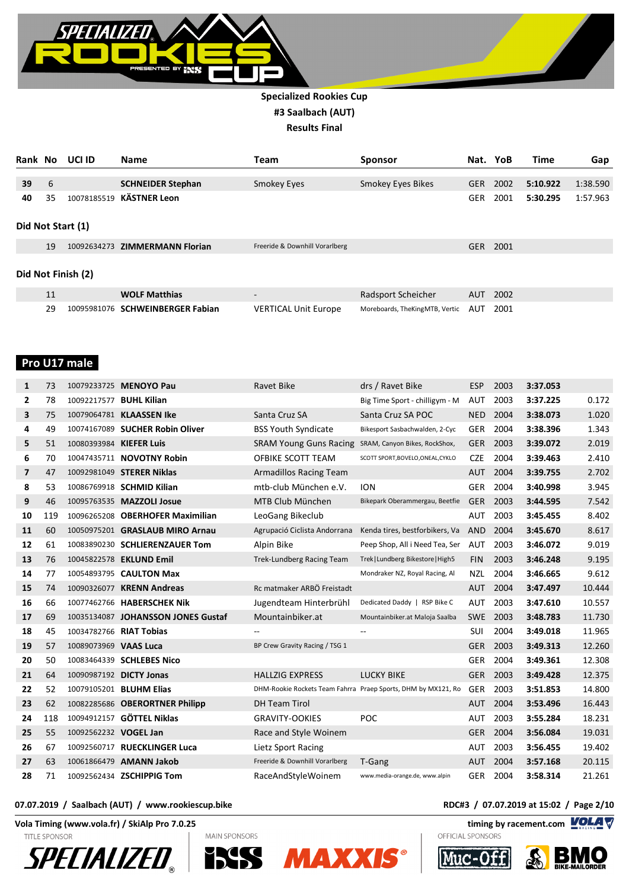**Specialized Rookies Cup**
**#3 Saalbach (AUT)**
**Results Final**

| Rank | No | UCI ID | Name | Team | Sponsor | Nat. | YoB | Time | Gap |
|---|---|---|---|---|---|---|---|---|---|
| 39 | 6 | | **SCHNEIDER Stephan** | Smokey Eyes | Smokey Eyes Bikes | GER | 2002 | **5:10.922** | 1:38.590 |
| 40 | 35 | 10078185519 | **KÄSTNER Leon** | | | GER | 2001 | **5:30.295** | 1:57.963 |

**Did Not Start (1)**

| Rank | No | UCI ID | Name | Team | Sponsor | Nat. | YoB | Time | Gap |
|---|---|---|---|---|---|---|---|---|---|
| | 19 | 10092634273 | **ZIMMERMANN Florian** | Freeride & Downhill Vorarlberg | | GER | 2001 | | |

**Did Not Finish (2)**

| Rank | No | UCI ID | Name | Team | Sponsor | Nat. | YoB | Time | Gap |
|---|---|---|---|---|---|---|---|---|---|
| | 11 | | **WOLF Matthias** | - | Radsport Scheicher | AUT | 2002 | | |
| | 29 | 10095981076 | **SCHWEINBERGER Fabian** | VERTICAL Unit Europe | Moreboards, TheKingMTB, Vertic | AUT | 2001 | | |

## Pro U17 male

| Rank | No | UCI ID | Name | Team | Sponsor | Nat. | YoB | Time | Gap |
|---|---|---|---|---|---|---|---|---|---|
| 1 | 73 | 10079233725 | **MENOYO Pau** | Ravet Bike | drs / Ravet Bike | ESP | 2003 | **3:37.053** | |
| 2 | 78 | 10092217577 | **BUHL Kilian** | | Big Time Sport - chilligym - M | AUT | 2003 | **3:37.225** | 0.172 |
| 3 | 75 | 10079064781 | **KLAASSEN Ike** | Santa Cruz SA | Santa Cruz SA POC | NED | 2004 | **3:38.073** | 1.020 |
| 4 | 49 | 10074167089 | **SUCHER Robin Oliver** | BSS Youth Syndicate | Bikesport Sasbachwalden, 2-Cyc | GER | 2004 | **3:38.396** | 1.343 |
| 5 | 51 | 10080393984 | **KIEFER Luis** | SRAM Young Guns Racing | SRAM, Canyon Bikes, RockShox, | GER | 2003 | **3:39.072** | 2.019 |
| 6 | 70 | 10047435711 | **NOVOTNY Robin** | OFBIKE SCOTT TEAM | SCOTT SPORT,BOVELO,ONEAL,CYKLO | CZE | 2004 | **3:39.463** | 2.410 |
| 7 | 47 | 10092981049 | **STERER Niklas** | Armadillos Racing Team | | AUT | 2004 | **3:39.755** | 2.702 |
| 8 | 53 | 10086769918 | **SCHMID Kilian** | mtb-club München e.V. | ION | GER | 2004 | **3:40.998** | 3.945 |
| 9 | 46 | 10095763535 | **MAZZOLI Josue** | MTB Club München | Bikepark Oberammergau, Beetfie | GER | 2003 | **3:44.595** | 7.542 |
| 10 | 119 | 10096265208 | **OBERHOFER Maximilian** | LeoGang Bikeclub | | AUT | 2003 | **3:45.455** | 8.402 |
| 11 | 60 | 10050975201 | **GRASLAUB MIRO Arnau** | Agrupació Ciclista Andorrana | Kenda tires, bestforbikers, Va | AND | 2004 | **3:45.670** | 8.617 |
| 12 | 61 | 10083890230 | **SCHLIERENZAUER Tom** | Alpin Bike | Peep Shop, All i Need Tea, Ser | AUT | 2003 | **3:46.072** | 9.019 |
| 13 | 76 | 10045822578 | **EKLUND Emil** | Trek-Lundberg Racing Team | Trek\|Lundberg Bikestore\|High5 | FIN | 2003 | **3:46.248** | 9.195 |
| 14 | 77 | 10054893795 | **CAULTON Max** | | Mondraker NZ, Royal Racing, Al | NZL | 2004 | **3:46.665** | 9.612 |
| 15 | 74 | 10090326077 | **KRENN Andreas** | Rc matmaker ARBÖ Freistadt | | AUT | 2004 | **3:47.497** | 10.444 |
| 16 | 66 | 10077462766 | **HABERSCHEK Nik** | Jugendteam Hinterbrühl | Dedicated Daddy \| RSP Bike C | AUT | 2003 | **3:47.610** | 10.557 |
| 17 | 69 | 10035134087 | **JOHANSSON JONES Gustaf** | Mountainbiker.at | Mountainbiker.at Maloja Saalba | SWE | 2003 | **3:48.783** | 11.730 |
| 18 | 45 | 10034782766 | **RIAT Tobias** | -- | -- | SUI | 2004 | **3:49.018** | 11.965 |
| 19 | 57 | 10089073969 | **VAAS Luca** | BP Crew Gravity Racing / TSG 1 | | GER | 2003 | **3:49.313** | 12.260 |
| 20 | 50 | 10083464339 | **SCHLEBES Nico** | | | GER | 2004 | **3:49.361** | 12.308 |
| 21 | 64 | 10090987192 | **DICTY Jonas** | HALLZIG EXPRESS | LUCKY BIKE | GER | 2003 | **3:49.428** | 12.375 |
| 22 | 52 | 10079105201 | **BLUHM Elias** | DHM-Rookie Rockets Team Fahrra | Praep Sports, DHM by MX121, Ro | GER | 2003 | **3:51.853** | 14.800 |
| 23 | 62 | 10082285686 | **OBERORTNER Philipp** | DH Team Tirol | | AUT | 2004 | **3:53.496** | 16.443 |
| 24 | 118 | 10094912157 | **GÖTTEL Niklas** | GRAVITY-OOKIES | POC | AUT | 2003 | **3:55.284** | 18.231 |
| 25 | 55 | 10092562232 | **VOGEL Jan** | Race and Style Woinem | | GER | 2004 | **3:56.084** | 19.031 |
| 26 | 67 | 10092560717 | **RUECKLINGER Luca** | Lietz Sport Racing | | AUT | 2003 | **3:56.455** | 19.402 |
| 27 | 63 | 10061866479 | **AMANN Jakob** | Freeride & Downhill Vorarlberg | T-Gang | AUT | 2004 | **3:57.168** | 20.115 |
| 28 | 71 | 10092562434 | **ZSCHIPPIG Tom** | RaceAndStyleWoinem | www.media-orange.de, www.alpin | GER | 2004 | **3:58.314** | 21.261 |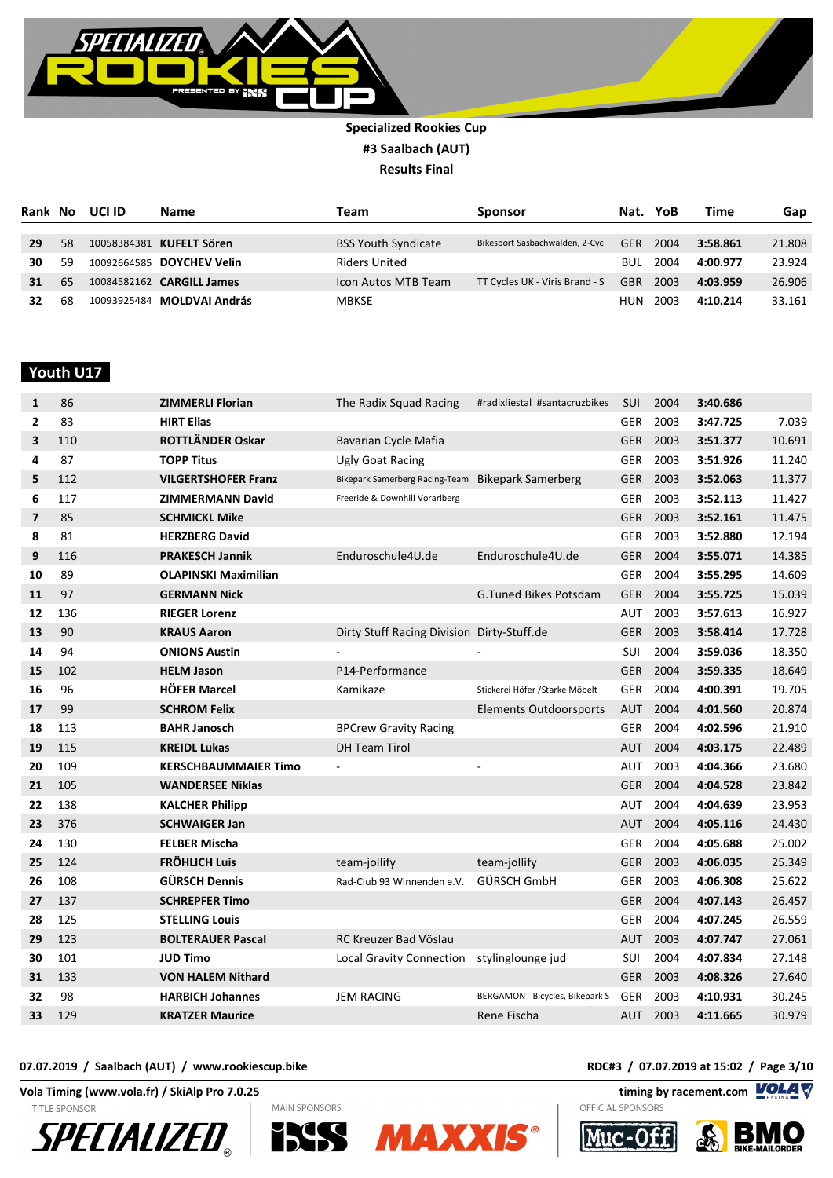**Specialized Rookies Cup**

**#3 Saalbach (AUT)**

**Results Final**

| Rank | No | UCI ID | Name | Team | Sponsor | Nat. | YoB | Time | Gap |
|---|---|---|---|---|---|---|---|---|---|
| 29 | 58 | 10058384381 | **KUFELT Sören** | BSS Youth Syndicate | Bikesport Sasbachwalden, 2-Cyc | GER | 2004 | **3:58.861** | 21.808 |
| 30 | 59 | 10092664585 | **DOYCHEV Velin** | Riders United | | BUL | 2004 | **4:00.977** | 23.924 |
| 31 | 65 | 10084582162 | **CARGILL James** | Icon Autos MTB Team | TT Cycles UK - Viris Brand - S | GBR | 2003 | **4:03.959** | 26.906 |
| 32 | 68 | 10093925484 | **MOLDVAI András** | MBKSE | | HUN | 2003 | **4:10.214** | 33.161 |

## Youth U17

| Rank | No | UCI ID | Name | Team | Sponsor | Nat. | YoB | Time | Gap |
|---|---|---|---|---|---|---|---|---|---|
| 1 | 86 | | **ZIMMERLI Florian** | The Radix Squad Racing | #radixliestal #santacruzbikes | SUI | 2004 | **3:40.686** | |
| 2 | 83 | | **HIRT Elias** | | | GER | 2003 | **3:47.725** | 7.039 |
| 3 | 110 | | **ROTTLÄNDER Oskar** | Bavarian Cycle Mafia | | GER | 2003 | **3:51.377** | 10.691 |
| 4 | 87 | | **TOPP Titus** | Ugly Goat Racing | | GER | 2003 | **3:51.926** | 11.240 |
| 5 | 112 | | **VILGERTSHOFER Franz** | Bikepark Samerberg Racing-Team | Bikepark Samerberg | GER | 2003 | **3:52.063** | 11.377 |
| 6 | 117 | | **ZIMMERMANN David** | Freeride & Downhill Vorarlberg | | GER | 2003 | **3:52.113** | 11.427 |
| 7 | 85 | | **SCHMICKL Mike** | | | GER | 2003 | **3:52.161** | 11.475 |
| 8 | 81 | | **HERZBERG David** | | | GER | 2003 | **3:52.880** | 12.194 |
| 9 | 116 | | **PRAKESCH Jannik** | Enduroschule4U.de | Enduroschule4U.de | GER | 2004 | **3:55.071** | 14.385 |
| 10 | 89 | | **OLAPINSKI Maximilian** | | | GER | 2004 | **3:55.295** | 14.609 |
| 11 | 97 | | **GERMANN Nick** | | G.Tuned Bikes Potsdam | GER | 2004 | **3:55.725** | 15.039 |
| 12 | 136 | | **RIEGER Lorenz** | | | AUT | 2003 | **3:57.613** | 16.927 |
| 13 | 90 | | **KRAUS Aaron** | Dirty Stuff Racing Division | Dirty-Stuff.de | GER | 2003 | **3:58.414** | 17.728 |
| 14 | 94 | | **ONIONS Austin** | - | - | SUI | 2004 | **3:59.036** | 18.350 |
| 15 | 102 | | **HELM Jason** | P14-Performance | | GER | 2004 | **3:59.335** | 18.649 |
| 16 | 96 | | **HÖFER Marcel** | Kamikaze | Stickerei Höfer /Starke Möbelt | GER | 2004 | **4:00.391** | 19.705 |
| 17 | 99 | | **SCHROM Felix** | | Elements Outdoorsports | AUT | 2004 | **4:01.560** | 20.874 |
| 18 | 113 | | **BAHR Janosch** | BPCrew Gravity Racing | | GER | 2004 | **4:02.596** | 21.910 |
| 19 | 115 | | **KREIDL Lukas** | DH Team Tirol | | AUT | 2004 | **4:03.175** | 22.489 |
| 20 | 109 | | **KERSCHBAUMMAIER Timo** | - | - | AUT | 2003 | **4:04.366** | 23.680 |
| 21 | 105 | | **WANDERSEE Niklas** | | | GER | 2004 | **4:04.528** | 23.842 |
| 22 | 138 | | **KALCHER Philipp** | | | AUT | 2004 | **4:04.639** | 23.953 |
| 23 | 376 | | **SCHWAIGER Jan** | | | AUT | 2004 | **4:05.116** | 24.430 |
| 24 | 130 | | **FELBER Mischa** | | | GER | 2004 | **4:05.688** | 25.002 |
| 25 | 124 | | **FRÖHLICH Luis** | team-jollify | team-jollify | GER | 2003 | **4:06.035** | 25.349 |
| 26 | 108 | | **GÜRSCH Dennis** | Rad-Club 93 Winnenden e.V. | GÜRSCH GmbH | GER | 2003 | **4:06.308** | 25.622 |
| 27 | 137 | | **SCHREPFER Timo** | | | GER | 2004 | **4:07.143** | 26.457 |
| 28 | 125 | | **STELLING Louis** | | | GER | 2004 | **4:07.245** | 26.559 |
| 29 | 123 | | **BOLTERAUER Pascal** | RC Kreuzer Bad Vöslau | | AUT | 2003 | **4:07.747** | 27.061 |
| 30 | 101 | | **JUD Timo** | Local Gravity Connection | stylinglounge jud | SUI | 2004 | **4:07.834** | 27.148 |
| 31 | 133 | | **VON HALEM Nithard** | | | GER | 2003 | **4:08.326** | 27.640 |
| 32 | 98 | | **HARBICH Johannes** | JEM RACING | BERGAMONT Bicycles, Bikepark S | GER | 2003 | **4:10.931** | 30.245 |
| 33 | 129 | | **KRATZER Maurice** | | Rene Fischa | AUT | 2003 | **4:11.665** | 30.979 |

**07.07.2019 / Saalbach (AUT) / www.rookiescup.bike** — **RDC#3 / 07.07.2019 at 15:02**

**Vola Timing (www.vola.fr) / SkiAlp Pro 7.0.25** — **timing by racement.com**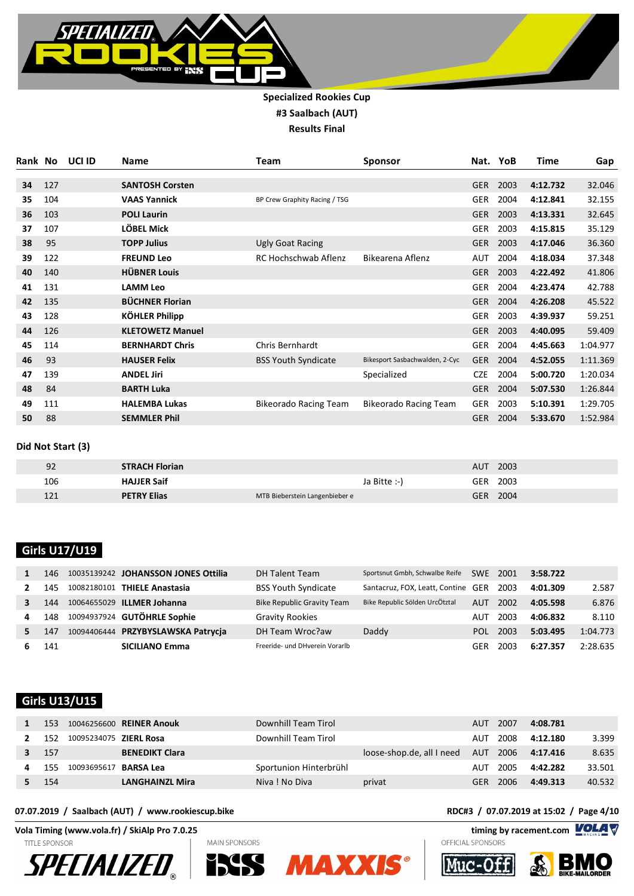**Specialized Rookies Cup**

**#3 Saalbach (AUT)**

**Results Final**

| Rank | No | UCI ID | Name | Team | Sponsor | Nat. | YoB | Time | Gap |
|---|---|---|---|---|---|---|---|---|---|
| 34 | 127 | | **SANTOSH Corsten** | | | GER | 2003 | **4:12.732** | 32.046 |
| 35 | 104 | | **VAAS Yannick** | BP Crew Graphity Racing / TSG | | GER | 2004 | **4:12.841** | 32.155 |
| 36 | 103 | | **POLI Laurin** | | | GER | 2003 | **4:13.331** | 32.645 |
| 37 | 107 | | **LÖBEL Mick** | | | GER | 2003 | **4:15.815** | 35.129 |
| 38 | 95 | | **TOPP Julius** | Ugly Goat Racing | | GER | 2003 | **4:17.046** | 36.360 |
| 39 | 122 | | **FREUND Leo** | RC Hochschwab Aflenz | Bikearena Aflenz | AUT | 2004 | **4:18.034** | 37.348 |
| 40 | 140 | | **HÜBNER Louis** | | | GER | 2003 | **4:22.492** | 41.806 |
| 41 | 131 | | **LAMM Leo** | | | GER | 2004 | **4:23.474** | 42.788 |
| 42 | 135 | | **BÜCHNER Florian** | | | GER | 2004 | **4:26.208** | 45.522 |
| 43 | 128 | | **KÖHLER Philipp** | | | GER | 2003 | **4:39.937** | 59.251 |
| 44 | 126 | | **KLETOWETZ Manuel** | | | GER | 2003 | **4:40.095** | 59.409 |
| 45 | 114 | | **BERNHARDT Chris** | Chris Bernhardt | | GER | 2004 | **4:45.663** | 1:04.977 |
| 46 | 93 | | **HAUSER Felix** | BSS Youth Syndicate | Bikesport Sasbachwalden, 2-Cyc | GER | 2004 | **4:52.055** | 1:11.369 |
| 47 | 139 | | **ANDEL Jiri** | | Specialized | CZE | 2004 | **5:00.720** | 1:20.034 |
| 48 | 84 | | **BARTH Luka** | | | GER | 2004 | **5:07.530** | 1:26.844 |
| 49 | 111 | | **HALEMBA Lukas** | Bikeorado Racing Team | Bikeorado Racing Team | GER | 2003 | **5:10.391** | 1:29.705 |
| 50 | 88 | | **SEMMLER Phil** | | | GER | 2004 | **5:33.670** | 1:52.984 |

**Did Not Start (3)**

| Rank | No | UCI ID | Name | Team | Sponsor | Nat. | YoB |
|---|---|---|---|---|---|---|---|
| | 92 | | **STRACH Florian** | | | AUT | 2003 |
| | 106 | | **HAJJER Saif** | | Ja Bitte :-) | GER | 2003 |
| | 121 | | **PETRY Elias** | MTB Bieberstein Langenbieber e | | GER | 2004 |

## Girls U17/U19

| Rank | No | UCI ID | Name | Team | Sponsor | Nat. | YoB | Time | Gap |
|---|---|---|---|---|---|---|---|---|---|
| 1 | 146 | 10035139242 | **JOHANSSON JONES Ottilia** | DH Talent Team | Sportsnut Gmbh, Schwalbe Reife | SWE | 2001 | **3:58.722** | |
| 2 | 145 | 10082180101 | **THIELE Anastasia** | BSS Youth Syndicate | Santacruz, FOX, Leatt, Contine | GER | 2003 | **4:01.309** | 2.587 |
| 3 | 144 | 10064655029 | **ILLMER Johanna** | Bike Republic Gravity Team | Bike Republic Sölden UrcÖtztal | AUT | 2002 | **4:05.598** | 6.876 |
| 4 | 148 | 10094937924 | **GUTÖHRLE Sophie** | Gravity Rookies | | AUT | 2003 | **4:06.832** | 8.110 |
| 5 | 147 | 10094406444 | **PRZYBYSLAWSKA Patrycja** | DH Team Wroc?aw | Daddy | POL | 2003 | **5:03.495** | 1:04.773 |
| 6 | 141 | | **SICILIANO Emma** | Freeride- und DHverein Vorarlb | | GER | 2003 | **6:27.357** | 2:28.635 |

## Girls U13/U15

| Rank | No | UCI ID | Name | Team | Sponsor | Nat. | YoB | Time | Gap |
|---|---|---|---|---|---|---|---|---|---|
| 1 | 153 | 10046256600 | **REINER Anouk** | Downhill Team Tirol | | AUT | 2007 | **4:08.781** | |
| 2 | 152 | 10095234075 | **ZIERL Rosa** | Downhill Team Tirol | | AUT | 2008 | **4:12.180** | 3.399 |
| 3 | 157 | | **BENEDIKT Clara** | | loose-shop.de, all I need | AUT | 2006 | **4:17.416** | 8.635 |
| 4 | 155 | 10093695617 | **BARSA Lea** | Sportunion Hinterbrühl | | AUT | 2005 | **4:42.282** | 33.501 |
| 5 | 154 | | **LANGHAINZL Mira** | Niva ! No Diva | privat | GER | 2006 | **4:49.313** | 40.532 |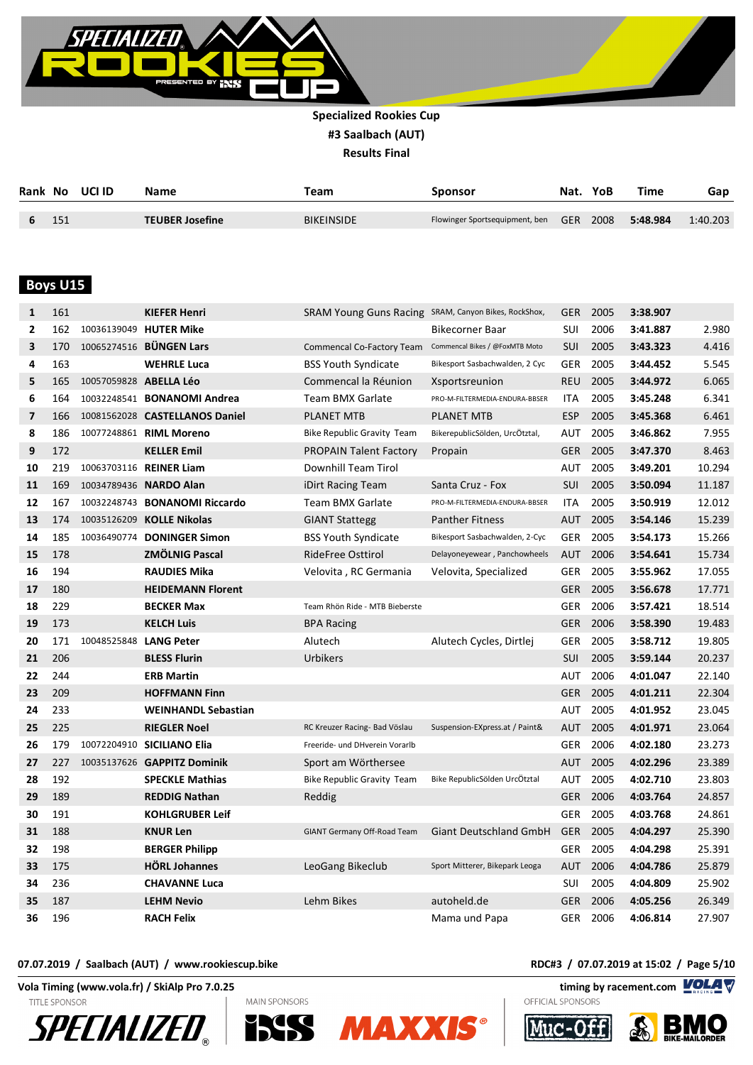**Specialized Rookies Cup**

**#3 Saalbach (AUT)**

**Results Final**

| Rank | No | UCI ID | Name | Team | Sponsor | Nat. | YoB | Time | Gap |
|---|---|---|---|---|---|---|---|---|---|
| 6 | 151 | | **TEUBER Josefine** | BIKEINSIDE | Flowinger Sportsequipment, ben | GER | 2008 | **5:48.984** | 1:40.203 |

## Boys U15

| Rank | No | UCI ID | Name | Team | Sponsor | Nat. | YoB | Time | Gap |
|---|---|---|---|---|---|---|---|---|---|
| 1 | 161 | | **KIEFER Henri** | SRAM Young Guns Racing | SRAM, Canyon Bikes, RockShox, | GER | 2005 | **3:38.907** | |
| 2 | 162 | 10036139049 | **HUTER Mike** | | Bikecorner Baar | SUI | 2006 | **3:41.887** | 2.980 |
| 3 | 170 | 10065274516 | **BÜNGEN Lars** | Commencal Co-Factory Team | Commencal Bikes / @FoxMTB Moto | SUI | 2005 | **3:43.323** | 4.416 |
| 4 | 163 | | **WEHRLE Luca** | BSS Youth Syndicate | Bikesport Sasbachwalden, 2 Cyc | GER | 2005 | **3:44.452** | 5.545 |
| 5 | 165 | 10057059828 | **ABELLA Léo** | Commencal la Réunion | Xsportsreunion | REU | 2005 | **3:44.972** | 6.065 |
| 6 | 164 | 10032248541 | **BONANOMI Andrea** | Team BMX Garlate | PRO-M-FILTERMEDIA-ENDURA-BBSER | ITA | 2005 | **3:45.248** | 6.341 |
| 7 | 166 | 10081562028 | **CASTELLANOS Daniel** | PLANET MTB | PLANET MTB | ESP | 2005 | **3:45.368** | 6.461 |
| 8 | 186 | 10077248861 | **RIML Moreno** | Bike Republic Gravity Team | BikerepublicSölden, UrcÖtztal, | AUT | 2005 | **3:46.862** | 7.955 |
| 9 | 172 | | **KELLER Emil** | PROPAIN Talent Factory | Propain | GER | 2005 | **3:47.370** | 8.463 |
| 10 | 219 | 10063703116 | **REINER Liam** | Downhill Team Tirol | | AUT | 2005 | **3:49.201** | 10.294 |
| 11 | 169 | 10034789436 | **NARDO Alan** | iDirt Racing Team | Santa Cruz - Fox | SUI | 2005 | **3:50.094** | 11.187 |
| 12 | 167 | 10032248743 | **BONANOMI Riccardo** | Team BMX Garlate | PRO-M-FILTERMEDIA-ENDURA-BBSER | ITA | 2005 | **3:50.919** | 12.012 |
| 13 | 174 | 10035126209 | **KOLLE Nikolas** | GIANT Stattegg | Panther Fitness | AUT | 2005 | **3:54.146** | 15.239 |
| 14 | 185 | 10036490774 | **DONINGER Simon** | BSS Youth Syndicate | Bikesport Sasbachwalden, 2-Cyc | GER | 2005 | **3:54.173** | 15.266 |
| 15 | 178 | | **ZMÖLNIG Pascal** | RideFree Osttirol | Delayoneyewear , Panchowheels | AUT | 2006 | **3:54.641** | 15.734 |
| 16 | 194 | | **RAUDIES Mika** | Velovita , RC Germania | Velovita, Specialized | GER | 2005 | **3:55.962** | 17.055 |
| 17 | 180 | | **HEIDEMANN Florent** | | | GER | 2005 | **3:56.678** | 17.771 |
| 18 | 229 | | **BECKER Max** | Team Rhön Ride - MTB Bieberste | | GER | 2006 | **3:57.421** | 18.514 |
| 19 | 173 | | **KELCH Luis** | BPA Racing | | GER | 2006 | **3:58.390** | 19.483 |
| 20 | 171 | 10048525848 | **LANG Peter** | Alutech | Alutech Cycles, Dirtlej | GER | 2005 | **3:58.712** | 19.805 |
| 21 | 206 | | **BLESS Flurin** | Urbikers | | SUI | 2005 | **3:59.144** | 20.237 |
| 22 | 244 | | **ERB Martin** | | | AUT | 2006 | **4:01.047** | 22.140 |
| 23 | 209 | | **HOFFMANN Finn** | | | GER | 2005 | **4:01.211** | 22.304 |
| 24 | 233 | | **WEINHANDL Sebastian** | | | AUT | 2005 | **4:01.952** | 23.045 |
| 25 | 225 | | **RIEGLER Noel** | RC Kreuzer Racing- Bad Vöslau | Suspension-EXpress.at / Paint& | AUT | 2005 | **4:01.971** | 23.064 |
| 26 | 179 | 10072204910 | **SICILIANO Elia** | Freeride- und DHverein Vorarlb | | GER | 2006 | **4:02.180** | 23.273 |
| 27 | 227 | 10035137626 | **GAPPITZ Dominik** | Sport am Wörthersee | | AUT | 2005 | **4:02.296** | 23.389 |
| 28 | 192 | | **SPECKLE Mathias** | Bike Republic Gravity Team | Bike RepublicSölden UrcÖtztal | AUT | 2005 | **4:02.710** | 23.803 |
| 29 | 189 | | **REDDIG Nathan** | Reddig | | GER | 2006 | **4:03.764** | 24.857 |
| 30 | 191 | | **KOHLGRUBER Leif** | | | GER | 2005 | **4:03.768** | 24.861 |
| 31 | 188 | | **KNUR Len** | GIANT Germany Off-Road Team | Giant Deutschland GmbH | GER | 2005 | **4:04.297** | 25.390 |
| 32 | 198 | | **BERGER Philipp** | | | GER | 2005 | **4:04.298** | 25.391 |
| 33 | 175 | | **HÖRL Johannes** | LeoGang Bikeclub | Sport Mitterer, Bikepark Leoga | AUT | 2006 | **4:04.786** | 25.879 |
| 34 | 236 | | **CHAVANNE Luca** | | | SUI | 2005 | **4:04.809** | 25.902 |
| 35 | 187 | | **LEHM Nevio** | Lehm Bikes | autoheld.de | GER | 2006 | **4:05.256** | 26.349 |
| 36 | 196 | | **RACH Felix** | | Mama und Papa | GER | 2006 | **4:06.814** | 27.907 |

**07.07.2019 / Saalbach (AUT) / www.rookiescup.bike** — **RDC#3 / 07.07.2019 at 15:02**

**Vola Timing (www.vola.fr) / SkiAlp Pro 7.0.25** — **timing by racement.com**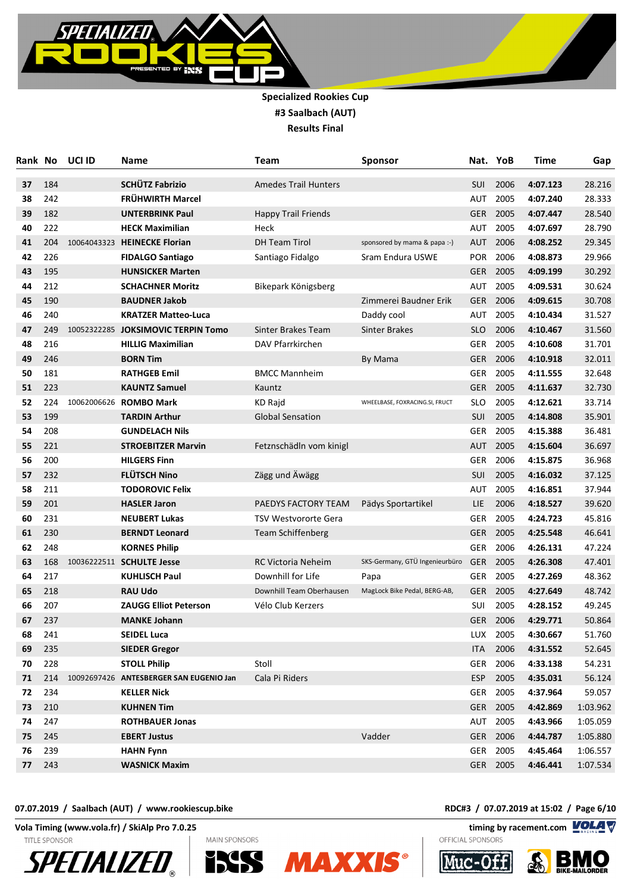**Specialized Rookies Cup**

**#3 Saalbach (AUT)**

**Results Final**

| Rank | No | UCI ID | Name | Team | Sponsor | Nat. | YoB | Time | Gap |
|---|---|---|---|---|---|---|---|---|---|
| 37 | 184 | | SCHÜTZ Fabrizio | Amedes Trail Hunters | | SUI | 2006 | 4:07.123 | 28.216 |
| 38 | 242 | | FRÜHWIRTH Marcel | | | AUT | 2005 | 4:07.240 | 28.333 |
| 39 | 182 | | UNTERBRINK Paul | Happy Trail Friends | | GER | 2005 | 4:07.447 | 28.540 |
| 40 | 222 | | HECK Maximilian | Heck | | AUT | 2005 | 4:07.697 | 28.790 |
| 41 | 204 | 10064043323 | HEINECKE Florian | DH Team Tirol | sponsored by mama & papa :-) | AUT | 2006 | 4:08.252 | 29.345 |
| 42 | 226 | | FIDALGO Santiago | Santiago Fidalgo | Sram Endura USWE | POR | 2006 | 4:08.873 | 29.966 |
| 43 | 195 | | HUNSICKER Marten | | | GER | 2005 | 4:09.199 | 30.292 |
| 44 | 212 | | SCHACHNER Moritz | Bikepark Königsberg | | AUT | 2005 | 4:09.531 | 30.624 |
| 45 | 190 | | BAUDNER Jakob | | Zimmerei Baudner Erik | GER | 2006 | 4:09.615 | 30.708 |
| 46 | 240 | | KRATZER Matteo-Luca | | Daddy cool | AUT | 2005 | 4:10.434 | 31.527 |
| 47 | 249 | 10052322285 | JOKSIMOVIC TERPIN Tomo | Sinter Brakes Team | Sinter Brakes | SLO | 2006 | 4:10.467 | 31.560 |
| 48 | 216 | | HILLIG Maximilian | DAV Pfarrkirchen | | GER | 2005 | 4:10.608 | 31.701 |
| 49 | 246 | | BORN Tim | | By Mama | GER | 2006 | 4:10.918 | 32.011 |
| 50 | 181 | | RATHGEB Emil | BMCC Mannheim | | GER | 2005 | 4:11.555 | 32.648 |
| 51 | 223 | | KAUNTZ Samuel | Kauntz | | GER | 2005 | 4:11.637 | 32.730 |
| 52 | 224 | 10062006626 | ROMBO Mark | KD Rajd | WHEELBASE, FOXRACING.SI, FRUCT | SLO | 2005 | 4:12.621 | 33.714 |
| 53 | 199 | | TARDIN Arthur | Global Sensation | | SUI | 2005 | 4:14.808 | 35.901 |
| 54 | 208 | | GUNDELACH Nils | | | GER | 2005 | 4:15.388 | 36.481 |
| 55 | 221 | | STROEBITZER Marvin | Fetznschädln vom kinigl | | AUT | 2005 | 4:15.604 | 36.697 |
| 56 | 200 | | HILGERS Finn | | | GER | 2006 | 4:15.875 | 36.968 |
| 57 | 232 | | FLÜTSCH Nino | Zägg und Äwägg | | SUI | 2005 | 4:16.032 | 37.125 |
| 58 | 211 | | TODOROVIC Felix | | | AUT | 2005 | 4:16.851 | 37.944 |
| 59 | 201 | | HASLER Jaron | PAEDYS FACTORY TEAM | Pädys Sportartikel | LIE | 2006 | 4:18.527 | 39.620 |
| 60 | 231 | | NEUBERT Lukas | TSV Westvororte Gera | | GER | 2005 | 4:24.723 | 45.816 |
| 61 | 230 | | BERNDT Leonard | Team Schiffenberg | | GER | 2005 | 4:25.548 | 46.641 |
| 62 | 248 | | KORNES Philip | | | GER | 2006 | 4:26.131 | 47.224 |
| 63 | 168 | 10036222511 | SCHULTE Jesse | RC Victoria Neheim | SKS-Germany, GTÜ Ingenieurbüro | GER | 2005 | 4:26.308 | 47.401 |
| 64 | 217 | | KUHLISCH Paul | Downhill for Life | Papa | GER | 2005 | 4:27.269 | 48.362 |
| 65 | 218 | | RAU Udo | Downhill Team Oberhausen | MagLock Bike Pedal, BERG-AB, | GER | 2005 | 4:27.649 | 48.742 |
| 66 | 207 | | ZAUGG Elliot Peterson | Vélo Club Kerzers | | SUI | 2005 | 4:28.152 | 49.245 |
| 67 | 237 | | MANKE Johann | | | GER | 2006 | 4:29.771 | 50.864 |
| 68 | 241 | | SEIDEL Luca | | | LUX | 2005 | 4:30.667 | 51.760 |
| 69 | 235 | | SIEDER Gregor | | | ITA | 2006 | 4:31.552 | 52.645 |
| 70 | 228 | | STOLL Philip | Stoll | | GER | 2006 | 4:33.138 | 54.231 |
| 71 | 214 | 10092697426 | ANTESBERGER SAN EUGENIO Jan | Cala Pi Riders | | ESP | 2005 | 4:35.031 | 56.124 |
| 72 | 234 | | KELLER Nick | | | GER | 2005 | 4:37.964 | 59.057 |
| 73 | 210 | | KUHNEN Tim | | | GER | 2005 | 4:42.869 | 1:03.962 |
| 74 | 247 | | ROTHBAUER Jonas | | | AUT | 2005 | 4:43.966 | 1:05.059 |
| 75 | 245 | | EBERT Justus | | Vadder | GER | 2006 | 4:44.787 | 1:05.880 |
| 76 | 239 | | HAHN Fynn | | | GER | 2005 | 4:45.464 | 1:06.557 |
| 77 | 243 | | WASNICK Maxim | | | GER | 2005 | 4:46.441 | 1:07.534 |

**07.07.2019 / Saalbach (AUT) / www.rookiescup.bike**

**RDC#3 / 07.07.2019 at 15:02**

**Vola Timing (www.vola.fr) / SkiAlp Pro 7.0.25**

**timing by racement.com**

TITLE SPONSOR

MAIN SPONSORS

OFFICIAL SPONSORS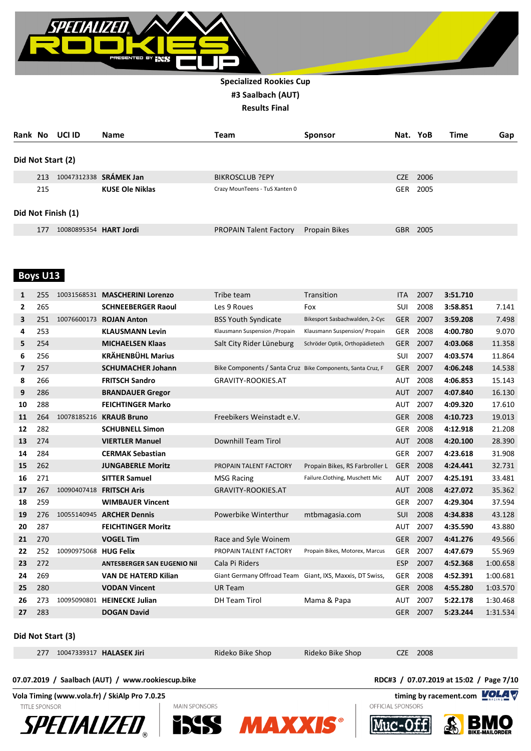**Specialized Rookies Cup**

**#3 Saalbach (AUT)**

**Results Final**

| Rank | No | UCI ID | Name | Team | Sponsor | Nat. | YoB | Time | Gap |
|---|---|---|---|---|---|---|---|---|---|

**Did Not Start (2)**

| Rank | No | UCI ID | Name | Team | Sponsor | Nat. | YoB | Time | Gap |
|---|---|---|---|---|---|---|---|---|---|
| | 213 | 10047312338 | **SRÁMEK Jan** | BIKROSCLUB ?EPY | | CZE | 2006 | | |
| | 215 | | **KUSE Ole Niklas** | Crazy MounTeens - TuS Xanten 0 | | GER | 2005 | | |

**Did Not Finish (1)**

| Rank | No | UCI ID | Name | Team | Sponsor | Nat. | YoB | Time | Gap |
|---|---|---|---|---|---|---|---|---|---|
| | 177 | 10080895354 | **HART Jordi** | PROPAIN Talent Factory | Propain Bikes | GBR | 2005 | | |

## Boys U13

| Rank | No | UCI ID | Name | Team | Sponsor | Nat. | YoB | Time | Gap |
|---|---|---|---|---|---|---|---|---|---|
| **1** | 255 | 10031568531 | **MASCHERINI Lorenzo** | Tribe team | Transition | ITA | 2007 | **3:51.710** | |
| **2** | 265 | | **SCHNEEBERGER Raoul** | Les 9 Roues | Fox | SUI | 2008 | **3:58.851** | 7.141 |
| **3** | 251 | 10076600173 | **ROJAN Anton** | BSS Youth Syndicate | Bikesport Sasbachwalden, 2-Cyc | GER | 2007 | **3:59.208** | 7.498 |
| **4** | 253 | | **KLAUSMANN Levin** | Klausmann Suspension /Propain | Klausmann Suspension/ Propain | GER | 2008 | **4:00.780** | 9.070 |
| **5** | 254 | | **MICHAELSEN Klaas** | Salt City Rider Lüneburg | Schröder Optik, Orthopädietech | GER | 2007 | **4:03.068** | 11.358 |
| **6** | 256 | | **KRÄHENBÜHL Marius** | | | SUI | 2007 | **4:03.574** | 11.864 |
| **7** | 257 | | **SCHUMACHER Johann** | Bike Components / Santa Cruz | Bike Components, Santa Cruz, F | GER | 2007 | **4:06.248** | 14.538 |
| **8** | 266 | | **FRITSCH Sandro** | GRAVITY-ROOKIES.AT | | AUT | 2008 | **4:06.853** | 15.143 |
| **9** | 286 | | **BRANDAUER Gregor** | | | AUT | 2007 | **4:07.840** | 16.130 |
| **10** | 288 | | **FEICHTINGER Marko** | | | AUT | 2007 | **4:09.320** | 17.610 |
| **11** | 264 | 10078185216 | **KRAUß Bruno** | Freebikers Weinstadt e.V. | | GER | 2008 | **4:10.723** | 19.013 |
| **12** | 282 | | **SCHUBNELL Simon** | | | GER | 2008 | **4:12.918** | 21.208 |
| **13** | 274 | | **VIERTLER Manuel** | Downhill Team Tirol | | AUT | 2008 | **4:20.100** | 28.390 |
| **14** | 284 | | **CERMAK Sebastian** | | | GER | 2007 | **4:23.618** | 31.908 |
| **15** | 262 | | **JUNGABERLE Moritz** | PROPAIN TALENT FACTORY | Propain Bikes, RS Farbroller L | GER | 2008 | **4:24.441** | 32.731 |
| **16** | 271 | | **SITTER Samuel** | MSG Racing | Failure.Clothing, Muschett Mic | AUT | 2007 | **4:25.191** | 33.481 |
| **17** | 267 | 10090407418 | **FRITSCH Aris** | GRAVITY-ROOKIES.AT | | AUT | 2008 | **4:27.072** | 35.362 |
| **18** | 259 | | **WIMBAUER Vincent** | | | GER | 2007 | **4:29.304** | 37.594 |
| **19** | 276 | 10055140945 | **ARCHER Dennis** | Powerbike Winterthur | mtbmagasia.com | SUI | 2008 | **4:34.838** | 43.128 |
| **20** | 287 | | **FEICHTINGER Moritz** | | | AUT | 2007 | **4:35.590** | 43.880 |
| **21** | 270 | | **VOGEL Tim** | Race and Syle Woinem | | GER | 2007 | **4:41.276** | 49.566 |
| **22** | 252 | 10090975068 | **HUG Felix** | PROPAIN TALENT FACTORY | Propain Bikes, Motorex, Marcus | GER | 2007 | **4:47.679** | 55.969 |
| **23** | 272 | | **ANTESBERGER SAN EUGENIO Nil** | Cala Pi Riders | | ESP | 2007 | **4:52.368** | 1:00.658 |
| **24** | 269 | | **VAN DE HATERD Kilian** | Giant Germany Offroad Team | Giant, IXS, Maxxis, DT Swiss, | GER | 2008 | **4:52.391** | 1:00.681 |
| **25** | 280 | | **VODAN Vincent** | UR Team | | GER | 2008 | **4:55.280** | 1:03.570 |
| **26** | 273 | 10095090801 | **HEINECKE Julian** | DH Team Tirol | Mama & Papa | AUT | 2007 | **5:22.178** | 1:30.468 |
| **27** | 283 | | **DOGAN David** | | | GER | 2007 | **5:23.244** | 1:31.534 |

**Did Not Start (3)**

| Rank | No | UCI ID | Name | Team | Sponsor | Nat. | YoB | Time | Gap |
|---|---|---|---|---|---|---|---|---|---|
| | 277 | 10047339317 | **HALASEK Jiri** | Rideko Bike Shop | Rideko Bike Shop | CZE | 2008 | | |

**07.07.2019 / Saalbach (AUT) / www.rookiescup.bike** RDC#3 / 07.07.2019 at 15:02

**Vola Timing (www.vola.fr) / SkiAlp Pro 7.0.25** timing by racement.com

TITLE SPONSOR MAIN SPONSORS OFFICIAL SPONSORS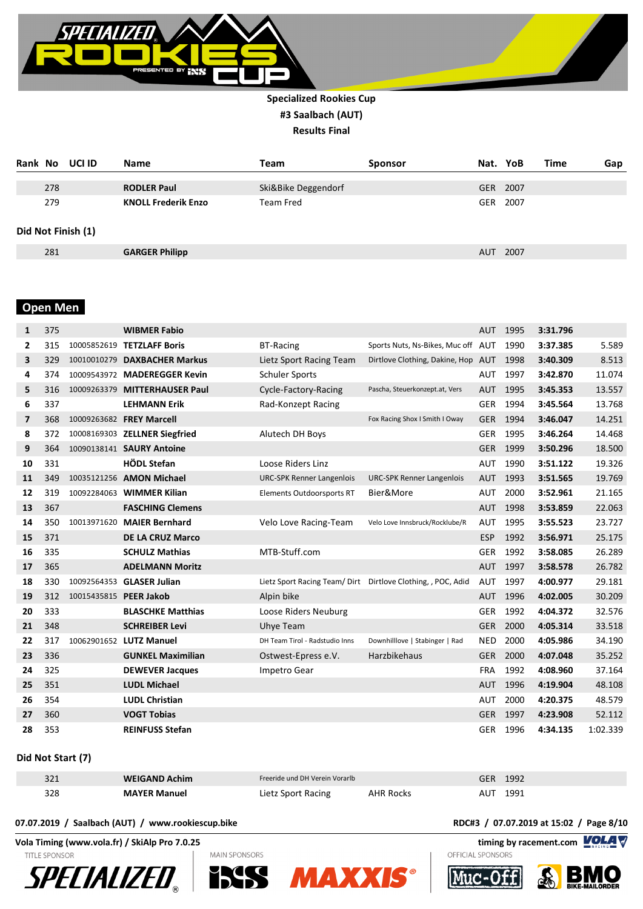**Specialized Rookies Cup**

**#3 Saalbach (AUT)**

**Results Final**

| Rank | No | UCI ID | Name | Team | Sponsor | Nat. | YoB | Time | Gap |
|---|---|---|---|---|---|---|---|---|---|
| | 278 | | **RODLER Paul** | Ski&Bike Deggendorf | | GER | 2007 | | |
| | 279 | | **KNOLL Frederik Enzo** | Team Fred | | GER | 2007 | | |

**Did Not Finish (1)**

| Rank | No | UCI ID | Name | Team | Sponsor | Nat. | YoB | Time | Gap |
|---|---|---|---|---|---|---|---|---|---|
| | 281 | | **GARGER Philipp** | | | AUT | 2007 | | |

## Open Men

| Rank | No | UCI ID | Name | Team | Sponsor | Nat. | YoB | Time | Gap |
|---|---|---|---|---|---|---|---|---|---|
| **1** | 375 | | **WIBMER Fabio** | | | AUT | 1995 | **3:31.796** | |
| **2** | 315 | 10005852619 | **TETZLAFF Boris** | BT-Racing | Sports Nuts, Ns-Bikes, Muc off | AUT | 1990 | **3:37.385** | 5.589 |
| **3** | 329 | 10010010279 | **DAXBACHER Markus** | Lietz Sport Racing Team | Dirtlove Clothing, Dakine, Hop | AUT | 1998 | **3:40.309** | 8.513 |
| **4** | 374 | 10009543972 | **MADEREGGER Kevin** | Schuler Sports | | AUT | 1997 | **3:42.870** | 11.074 |
| **5** | 316 | 10009263379 | **MITTERHAUSER Paul** | Cycle-Factory-Racing | Pascha, Steuerkonzept.at, Vers | AUT | 1995 | **3:45.353** | 13.557 |
| **6** | 337 | | **LEHMANN Erik** | Rad-Konzept Racing | | GER | 1994 | **3:45.564** | 13.768 |
| **7** | 368 | 10009263682 | **FREY Marcell** | | Fox Racing Shox I Smith I Oway | GER | 1994 | **3:46.047** | 14.251 |
| **8** | 372 | 10008169303 | **ZELLNER Siegfried** | Alutech DH Boys | | GER | 1995 | **3:46.264** | 14.468 |
| **9** | 364 | 10090138141 | **SAURY Antoine** | | | GER | 1999 | **3:50.296** | 18.500 |
| **10** | 331 | | **HÖDL Stefan** | Loose Riders Linz | | AUT | 1990 | **3:51.122** | 19.326 |
| **11** | 349 | 10035121256 | **AMON Michael** | URC-SPK Renner Langenlois | URC-SPK Renner Langenlois | AUT | 1993 | **3:51.565** | 19.769 |
| **12** | 319 | 10092284063 | **WIMMER Kilian** | Elements Outdoorsports RT | Bier&More | AUT | 2000 | **3:52.961** | 21.165 |
| **13** | 367 | | **FASCHING Clemens** | | | AUT | 1998 | **3:53.859** | 22.063 |
| **14** | 350 | 10013971620 | **MAIER Bernhard** | Velo Love Racing-Team | Velo Love Innsbruck/Rocklube/R | AUT | 1995 | **3:55.523** | 23.727 |
| **15** | 371 | | **DE LA CRUZ Marco** | | | ESP | 1992 | **3:56.971** | 25.175 |
| **16** | 335 | | **SCHULZ Mathias** | MTB-Stuff.com | | GER | 1992 | **3:58.085** | 26.289 |
| **17** | 365 | | **ADELMANN Moritz** | | | AUT | 1997 | **3:58.578** | 26.782 |
| **18** | 330 | 10092564353 | **GLASER Julian** | Lietz Sport Racing Team/ Dirt | Dirtlove Clothing, , POC, Adid | AUT | 1997 | **4:00.977** | 29.181 |
| **19** | 312 | 10015435815 | **PEER Jakob** | Alpin bike | | AUT | 1996 | **4:02.005** | 30.209 |
| **20** | 333 | | **BLASCHKE Matthias** | Loose Riders Neuburg | | GER | 1992 | **4:04.372** | 32.576 |
| **21** | 348 | | **SCHREIBER Levi** | Uhye Team | | GER | 2000 | **4:05.314** | 33.518 |
| **22** | 317 | 10062901652 | **LUTZ Manuel** | DH Team Tirol - Radstudio Inns | Downhilllove \| Stabinger \| Rad | NED | 2000 | **4:05.986** | 34.190 |
| **23** | 336 | | **GUNKEL Maximilian** | Ostwest-Epress e.V. | Harzbikehaus | GER | 2000 | **4:07.048** | 35.252 |
| **24** | 325 | | **DEWEVER Jacques** | Impetro Gear | | FRA | 1992 | **4:08.960** | 37.164 |
| **25** | 351 | | **LUDL Michael** | | | AUT | 1996 | **4:19.904** | 48.108 |
| **26** | 354 | | **LUDL Christian** | | | AUT | 2000 | **4:20.375** | 48.579 |
| **27** | 360 | | **VOGT Tobias** | | | GER | 1997 | **4:23.908** | 52.112 |
| **28** | 353 | | **REINFUSS Stefan** | | | GER | 1996 | **4:34.135** | 1:02.339 |

**Did Not Start (7)**

| Rank | No | UCI ID | Name | Team | Sponsor | Nat. | YoB | Time | Gap |
|---|---|---|---|---|---|---|---|---|---|
| | 321 | | **WEIGAND Achim** | Freeride und DH Verein Vorarlb | | GER | 1992 | | |
| | 328 | | **MAYER Manuel** | Lietz Sport Racing | AHR Rocks | AUT | 1991 | | |

**07.07.2019 / Saalbach (AUT) / www.rookiescup.bike** — **RDC#3 / 07.07.2019 at 15:02**

**Vola Timing (www.vola.fr) / SkiAlp Pro 7.0.25** — **timing by racement.com**

TITLE SPONSOR — MAIN SPONSORS — OFFICIAL SPONSORS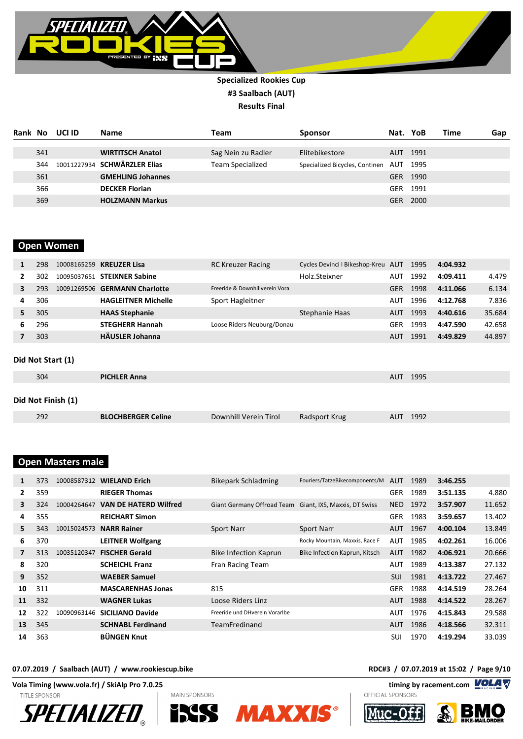**Specialized Rookies Cup**
**#3 Saalbach (AUT)**
**Results Final**

| Rank | No | UCI ID | Name | Team | Sponsor | Nat. | YoB | Time | Gap |
|---|---|---|---|---|---|---|---|---|---|
| | 341 | | **WIRTITSCH Anatol** | Sag Nein zu Radler | Elitebikestore | AUT | 1991 | | |
| | 344 | 10011227934 | **SCHWÄRZLER Elias** | Team Specialized | Specialized Bicycles, Continen | AUT | 1995 | | |
| | 361 | | **GMEHLING Johannes** | | | GER | 1990 | | |
| | 366 | | **DECKER Florian** | | | GER | 1991 | | |
| | 369 | | **HOLZMANN Markus** | | | GER | 2000 | | |

## Open Women

| Rank | No | UCI ID | Name | Team | Sponsor | Nat. | YoB | Time | Gap |
|---|---|---|---|---|---|---|---|---|---|
| 1 | 298 | 10008165259 | **KREUZER Lisa** | RC Kreuzer Racing | Cycles Devinci I Bikeshop-Kreu | AUT | 1995 | **4:04.932** | |
| 2 | 302 | 10095037651 | **STEIXNER Sabine** | | Holz.Steixner | AUT | 1992 | **4:09.411** | 4.479 |
| 3 | 293 | 10091269506 | **GERMANN Charlotte** | Freeride & Downhillverein Vora | | GER | 1998 | **4:11.066** | 6.134 |
| 4 | 306 | | **HAGLEITNER Michelle** | Sport Hagleitner | | AUT | 1996 | **4:12.768** | 7.836 |
| 5 | 305 | | **HAAS Stephanie** | | Stephanie Haas | AUT | 1993 | **4:40.616** | 35.684 |
| 6 | 296 | | **STEGHERR Hannah** | Loose Riders Neuburg/Donau | | GER | 1993 | **4:47.590** | 42.658 |
| 7 | 303 | | **HÄUSLER Johanna** | | | AUT | 1991 | **4:49.829** | 44.897 |

**Did Not Start (1)**

| Rank | No | UCI ID | Name | Team | Sponsor | Nat. | YoB | Time | Gap |
|---|---|---|---|---|---|---|---|---|---|
| | 304 | | **PICHLER Anna** | | | AUT | 1995 | | |

**Did Not Finish (1)**

| Rank | No | UCI ID | Name | Team | Sponsor | Nat. | YoB | Time | Gap |
|---|---|---|---|---|---|---|---|---|---|
| | 292 | | **BLOCHBERGER Celine** | Downhill Verein Tirol | Radsport Krug | AUT | 1992 | | |

## Open Masters male

| Rank | No | UCI ID | Name | Team | Sponsor | Nat. | YoB | Time | Gap |
|---|---|---|---|---|---|---|---|---|---|
| 1 | 373 | 10008587312 | **WIELAND Erich** | Bikepark Schladming | Fouriers/TatzeBikecomponents/M | AUT | 1989 | **3:46.255** | |
| 2 | 359 | | **RIEGER Thomas** | | | GER | 1989 | **3:51.135** | 4.880 |
| 3 | 324 | 10004264647 | **VAN DE HATERD Wilfred** | Giant Germany Offroad Team | Giant, IXS, Maxxis, DT Swiss | NED | 1972 | **3:57.907** | 11.652 |
| 4 | 355 | | **REICHART Simon** | | | GER | 1983 | **3:59.657** | 13.402 |
| 5 | 343 | 10015024573 | **NARR Rainer** | Sport Narr | Sport Narr | AUT | 1967 | **4:00.104** | 13.849 |
| 6 | 370 | | **LEITNER Wolfgang** | | Rocky Mountain, Maxxis, Race F | AUT | 1985 | **4:02.261** | 16.006 |
| 7 | 313 | 10035120347 | **FISCHER Gerald** | Bike Infection Kaprun | Bike Infection Kaprun, Kitsch | AUT | 1982 | **4:06.921** | 20.666 |
| 8 | 320 | | **SCHEICHL Franz** | Fran Racing Team | | AUT | 1989 | **4:13.387** | 27.132 |
| 9 | 352 | | **WAEBER Samuel** | | | SUI | 1981 | **4:13.722** | 27.467 |
| 10 | 311 | | **MASCARENHAS Jonas** | 815 | | GER | 1988 | **4:14.519** | 28.264 |
| 11 | 332 | | **WAGNER Lukas** | Loose Riders Linz | | AUT | 1988 | **4:14.522** | 28.267 |
| 12 | 322 | 10090963146 | **SICILIANO Davide** | Freeride und DHverein Vorarlbe | | AUT | 1976 | **4:15.843** | 29.588 |
| 13 | 345 | | **SCHNABL Ferdinand** | TeamFredinand | | AUT | 1986 | **4:18.566** | 32.311 |
| 14 | 363 | | **BÜNGEN Knut** | | | SUI | 1970 | **4:19.294** | 33.039 |

07.07.2019 / Saalbach (AUT) / www.rookiescup.bike

RDC#3 / 07.07.2019 at 15:02

Vola Timing (www.vola.fr) / SkiAlp Pro 7.0.25

timing by racement.com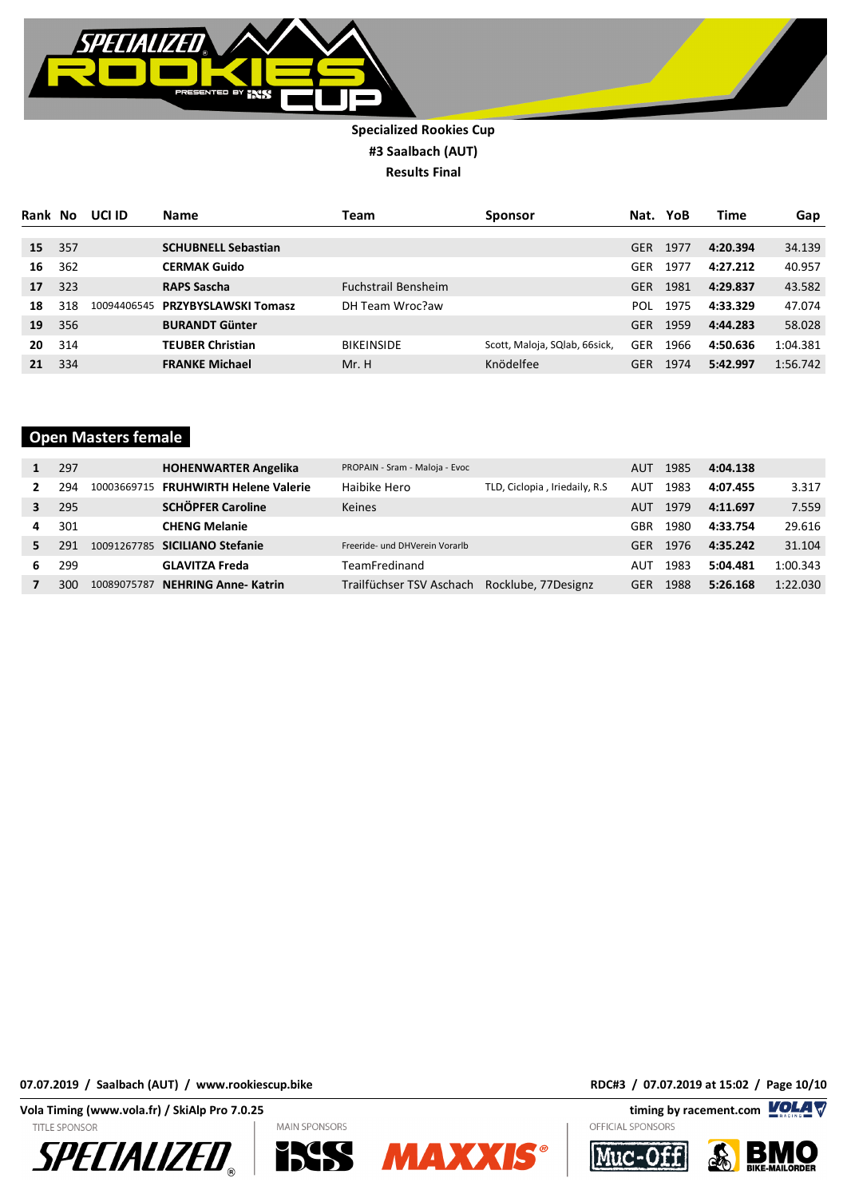**Specialized Rookies Cup**
**#3 Saalbach (AUT)**
**Results Final**

| Rank | No | UCI ID | Name | Team | Sponsor | Nat. | YoB | Time | Gap |
|---|---|---|---|---|---|---|---|---|---|
| 15 | 357 | | **SCHUBNELL Sebastian** | | | GER | 1977 | **4:20.394** | 34.139 |
| 16 | 362 | | **CERMAK Guido** | | | GER | 1977 | **4:27.212** | 40.957 |
| 17 | 323 | | **RAPS Sascha** | Fuchstrail Bensheim | | GER | 1981 | **4:29.837** | 43.582 |
| 18 | 318 | 10094406545 | **PRZYBYSLAWSKI Tomasz** | DH Team Wroc?aw | | POL | 1975 | **4:33.329** | 47.074 |
| 19 | 356 | | **BURANDT Günter** | | | GER | 1959 | **4:44.283** | 58.028 |
| 20 | 314 | | **TEUBER Christian** | BIKEINSIDE | Scott, Maloja, SQlab, 66sick, | GER | 1966 | **4:50.636** | 1:04.381 |
| 21 | 334 | | **FRANKE Michael** | Mr. H | Knödelfee | GER | 1974 | **5:42.997** | 1:56.742 |

## Open Masters female

| Rank | No | UCI ID | Name | Team | Sponsor | Nat. | YoB | Time | Gap |
|---|---|---|---|---|---|---|---|---|---|
| 1 | 297 | | **HOHENWARTER Angelika** | PROPAIN - Sram - Maloja - Evoc | | AUT | 1985 | **4:04.138** | |
| 2 | 294 | 10003669715 | **FRUHWIRTH Helene Valerie** | Haibike Hero | TLD, Ciclopia , Iriedaily, R.S | AUT | 1983 | **4:07.455** | 3.317 |
| 3 | 295 | | **SCHÖPFER Caroline** | Keines | | AUT | 1979 | **4:11.697** | 7.559 |
| 4 | 301 | | **CHENG Melanie** | | | GBR | 1980 | **4:33.754** | 29.616 |
| 5 | 291 | 10091267785 | **SICILIANO Stefanie** | Freeride- und DHVerein Vorarlb | | GER | 1976 | **4:35.242** | 31.104 |
| 6 | 299 | | **GLAVITZA Freda** | TeamFredinand | | AUT | 1983 | **5:04.481** | 1:00.343 |
| 7 | 300 | 10089075787 | **NEHRING Anne- Katrin** | Trailfüchser TSV Aschach | Rocklube, 77Designz | GER | 1988 | **5:26.168** | 1:22.030 |